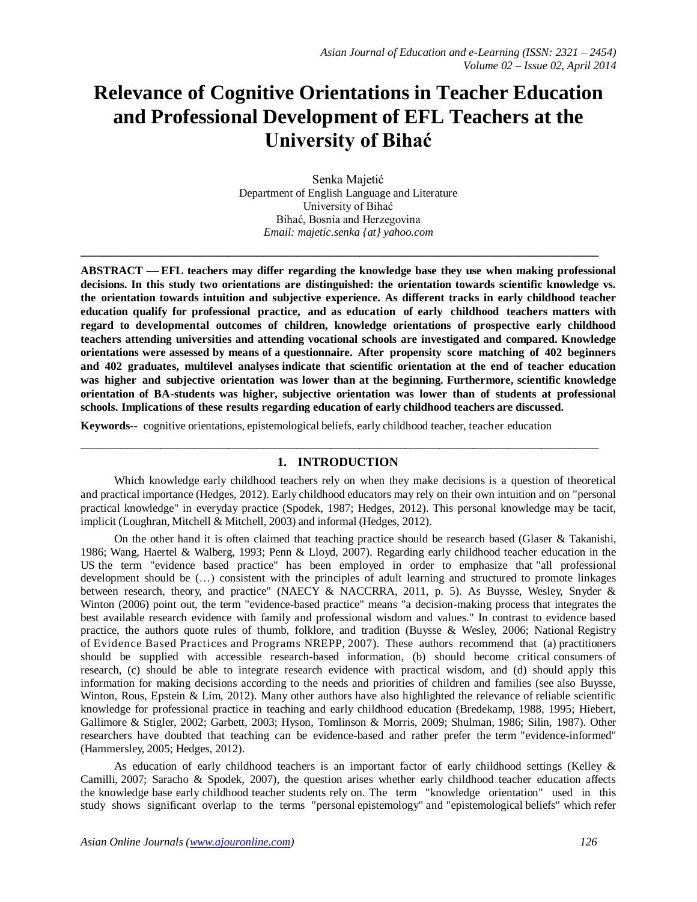# Relevance of Cognitive Orientations in Teacher Education and Professional Development of EFL Teachers at the University of Bihać

Senka Majetić
Department of English Language and Literature
University of Bihać
Bihać, Bosnia and Herzegovina
*Email: majetic.senka {at} yahoo.com*

---

**ABSTRACT — EFL teachers may differ regarding the knowledge base they use when making professional decisions. In this study two orientations are distinguished: the orientation towards scientific knowledge vs. the orientation towards intuition and subjective experience. As different tracks in early childhood teacher education qualify for professional practice, and as education of early childhood teachers matters with regard to developmental outcomes of children, knowledge orientations of prospective early childhood teachers attending universities and attending vocational schools are investigated and compared. Knowledge orientations were assessed by means of a questionnaire. After propensity score matching of 402 beginners and 402 graduates, multilevel analyses indicate that scientific orientation at the end of teacher education was higher and subjective orientation was lower than at the beginning. Furthermore, scientific knowledge orientation of BA-students was higher, subjective orientation was lower than of students at professional schools. Implications of these results regarding education of early childhood teachers are discussed.**

**Keywords--** cognitive orientations, epistemological beliefs, early childhood teacher, teacher education

---

## 1. INTRODUCTION

Which knowledge early childhood teachers rely on when they make decisions is a question of theoretical and practical importance (Hedges, 2012). Early childhood educators may rely on their own intuition and on "personal practical knowledge" in everyday practice (Spodek, 1987; Hedges, 2012). This personal knowledge may be tacit, implicit (Loughran, Mitchell & Mitchell, 2003) and informal (Hedges, 2012).

On the other hand it is often claimed that teaching practice should be research based (Glaser & Takanishi, 1986; Wang, Haertel & Walberg, 1993; Penn & Lloyd, 2007). Regarding early childhood teacher education in the US the term "evidence based practice" has been employed in order to emphasize that "all professional development should be (…) consistent with the principles of adult learning and structured to promote linkages between research, theory, and practice" (NAECY & NACCRRA, 2011, p. 5). As Buysse, Wesley, Snyder & Winton (2006) point out, the term "evidence-based practice" means "a decision-making process that integrates the best available research evidence with family and professional wisdom and values." In contrast to evidence based practice, the authors quote rules of thumb, folklore, and tradition (Buysse & Wesley, 2006; National Registry of Evidence Based Practices and Programs NREPP, 2007). These authors recommend that (a) practitioners should be supplied with accessible research-based information, (b) should become critical consumers of research, (c) should be able to integrate research evidence with practical wisdom, and (d) should apply this information for making decisions according to the needs and priorities of children and families (see also Buysse, Winton, Rous, Epstein & Lim, 2012). Many other authors have also highlighted the relevance of reliable scientific knowledge for professional practice in teaching and early childhood education (Bredekamp, 1988, 1995; Hiebert, Gallimore & Stigler, 2002; Garbett, 2003; Hyson, Tomlinson & Morris, 2009; Shulman, 1986; Silin, 1987). Other researchers have doubted that teaching can be evidence-based and rather prefer the term "evidence-informed" (Hammersley, 2005; Hedges, 2012).

As education of early childhood teachers is an important factor of early childhood settings (Kelley & Camilli, 2007; Saracho & Spodek, 2007), the question arises whether early childhood teacher education affects the knowledge base early childhood teacher students rely on. The term "knowledge orientation" used in this study shows significant overlap to the terms "personal epistemology" and "epistemological beliefs" which refer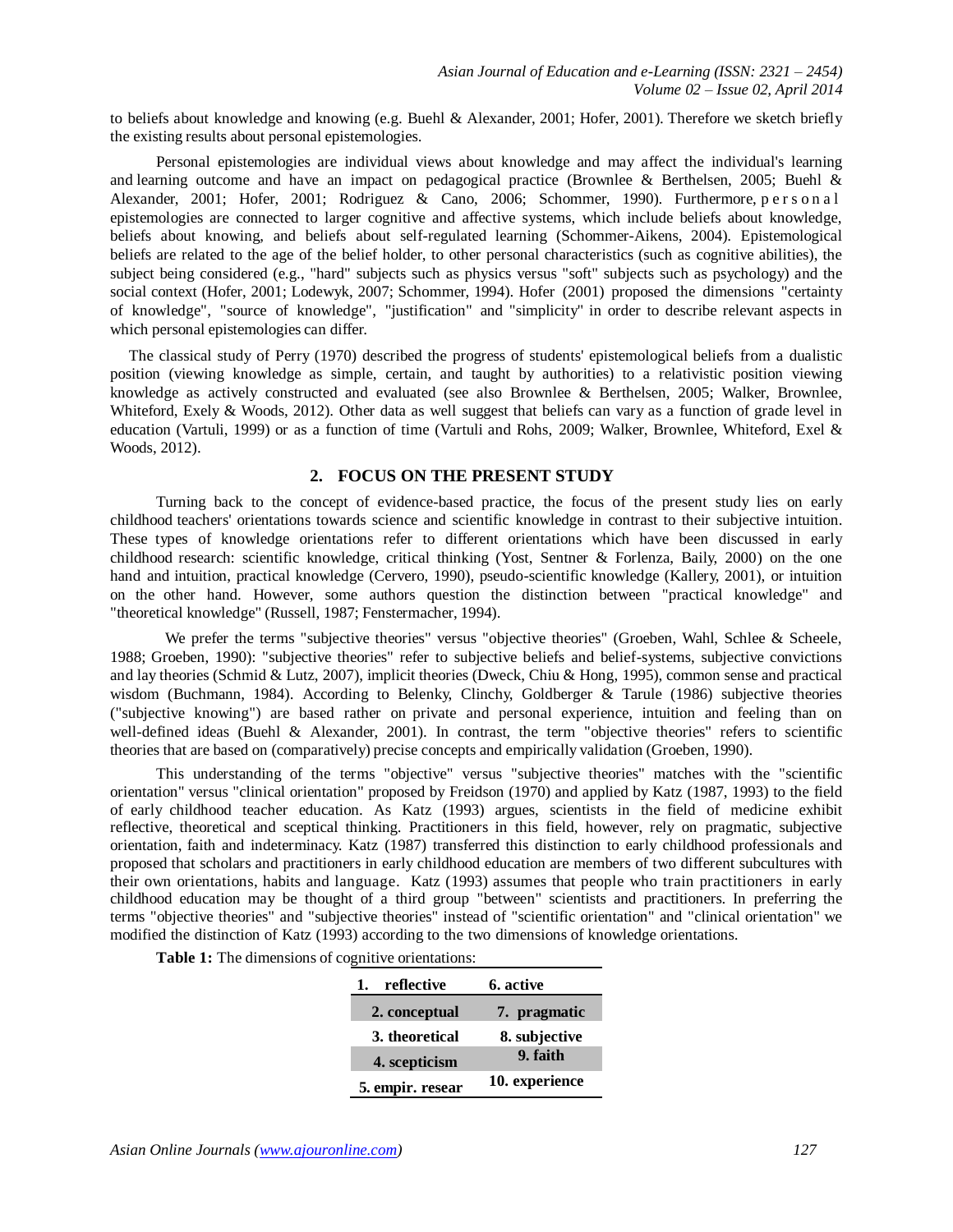to beliefs about knowledge and knowing (e.g. Buehl & Alexander, 2001; Hofer, 2001). Therefore we sketch briefly the existing results about personal epistemologies.

Personal epistemologies are individual views about knowledge and may affect the individual's learning and learning outcome and have an impact on pedagogical practice (Brownlee & Berthelsen, 2005; Buehl & Alexander, 2001; Hofer, 2001; Rodriguez & Cano, 2006; Schommer, 1990). Furthermore, personal epistemologies are connected to larger cognitive and affective systems, which include beliefs about knowledge, beliefs about knowing, and beliefs about self-regulated learning (Schommer-Aikens, 2004). Epistemological beliefs are related to the age of the belief holder, to other personal characteristics (such as cognitive abilities), the subject being considered (e.g., "hard" subjects such as physics versus "soft" subjects such as psychology) and the social context (Hofer, 2001; Lodewyk, 2007; Schommer, 1994). Hofer (2001) proposed the dimensions "certainty of knowledge", "source of knowledge", "justification" and "simplicity" in order to describe relevant aspects in which personal epistemologies can differ.

The classical study of Perry (1970) described the progress of students' epistemological beliefs from a dualistic position (viewing knowledge as simple, certain, and taught by authorities) to a relativistic position viewing knowledge as actively constructed and evaluated (see also Brownlee & Berthelsen, 2005; Walker, Brownlee, Whiteford, Exely & Woods, 2012). Other data as well suggest that beliefs can vary as a function of grade level in education (Vartuli, 1999) or as a function of time (Vartuli and Rohs, 2009; Walker, Brownlee, Whiteford, Exel & Woods, 2012).

## 2. FOCUS ON THE PRESENT STUDY

Turning back to the concept of evidence-based practice, the focus of the present study lies on early childhood teachers' orientations towards science and scientific knowledge in contrast to their subjective intuition. These types of knowledge orientations refer to different orientations which have been discussed in early childhood research: scientific knowledge, critical thinking (Yost, Sentner & Forlenza, Baily, 2000) on the one hand and intuition, practical knowledge (Cervero, 1990), pseudo-scientific knowledge (Kallery, 2001), or intuition on the other hand. However, some authors question the distinction between "practical knowledge" and "theoretical knowledge" (Russell, 1987; Fenstermacher, 1994).

We prefer the terms "subjective theories" versus "objective theories" (Groeben, Wahl, Schlee & Scheele, 1988; Groeben, 1990): "subjective theories" refer to subjective beliefs and belief-systems, subjective convictions and lay theories (Schmid & Lutz, 2007), implicit theories (Dweck, Chiu & Hong, 1995), common sense and practical wisdom (Buchmann, 1984). According to Belenky, Clinchy, Goldberger & Tarule (1986) subjective theories ("subjective knowing") are based rather on private and personal experience, intuition and feeling than on well-defined ideas (Buehl & Alexander, 2001). In contrast, the term "objective theories" refers to scientific theories that are based on (comparatively) precise concepts and empirically validation (Groeben, 1990).

This understanding of the terms "objective" versus "subjective theories" matches with the "scientific orientation" versus "clinical orientation" proposed by Freidson (1970) and applied by Katz (1987, 1993) to the field of early childhood teacher education. As Katz (1993) argues, scientists in the field of medicine exhibit reflective, theoretical and sceptical thinking. Practitioners in this field, however, rely on pragmatic, subjective orientation, faith and indeterminacy. Katz (1987) transferred this distinction to early childhood professionals and proposed that scholars and practitioners in early childhood education are members of two different subcultures with their own orientations, habits and language. Katz (1993) assumes that people who train practitioners in early childhood education may be thought of a third group "between" scientists and practitioners. In preferring the terms "objective theories" and "subjective theories" instead of "scientific orientation" and "clinical orientation" we modified the distinction of Katz (1993) according to the two dimensions of knowledge orientations.

**Table 1:** The dimensions of cognitive orientations:

| 1. reflective | 6. active |
|---|---|
| 2. conceptual | 7. pragmatic |
| 3. theoretical | 8. subjective |
| 4. scepticism | 9. faith |
| 5. empir. resear | 10. experience |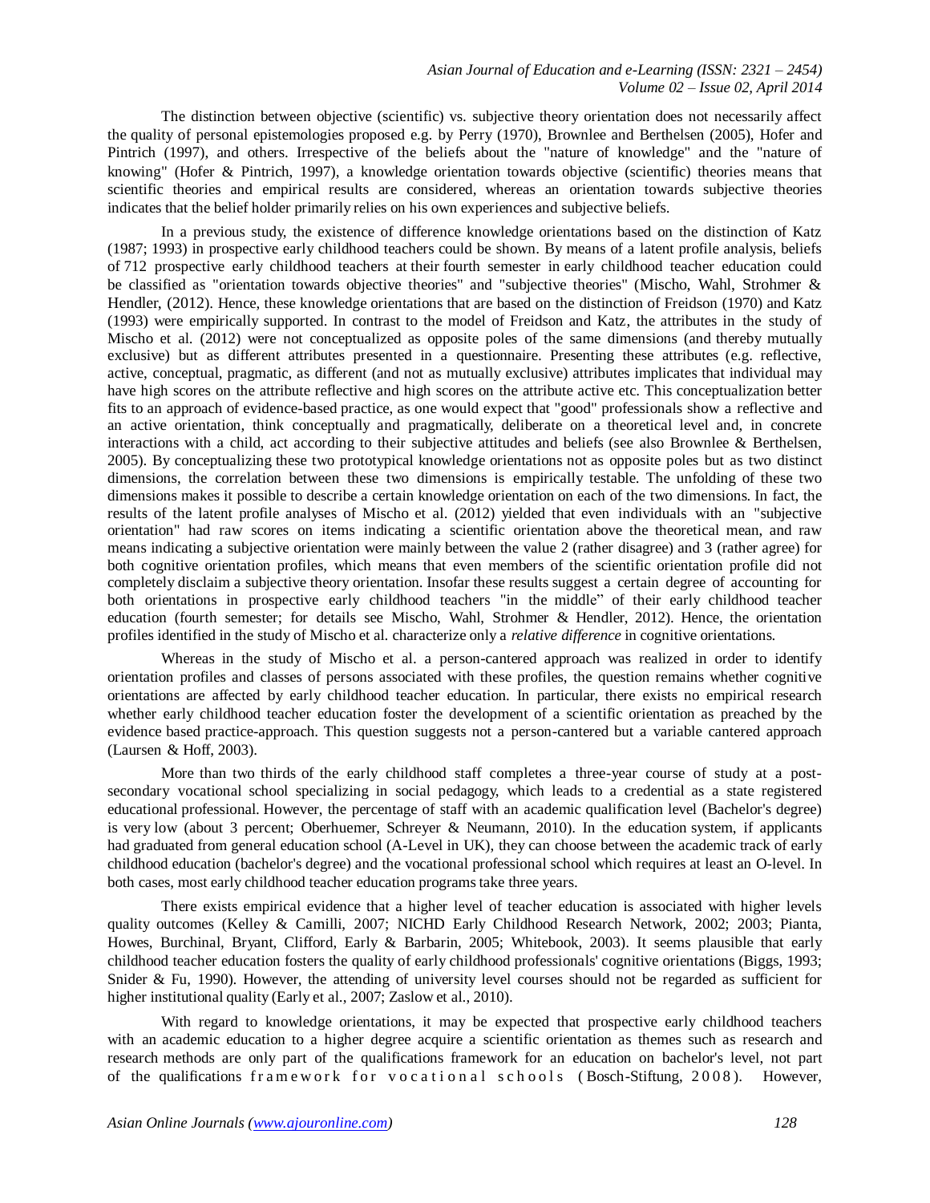The distinction between objective (scientific) vs. subjective theory orientation does not necessarily affect the quality of personal epistemologies proposed e.g. by Perry (1970), Brownlee and Berthelsen (2005), Hofer and Pintrich (1997), and others. Irrespective of the beliefs about the "nature of knowledge" and the "nature of knowing" (Hofer & Pintrich, 1997), a knowledge orientation towards objective (scientific) theories means that scientific theories and empirical results are considered, whereas an orientation towards subjective theories indicates that the belief holder primarily relies on his own experiences and subjective beliefs.

In a previous study, the existence of difference knowledge orientations based on the distinction of Katz (1987; 1993) in prospective early childhood teachers could be shown. By means of a latent profile analysis, beliefs of 712 prospective early childhood teachers at their fourth semester in early childhood teacher education could be classified as "orientation towards objective theories" and "subjective theories" (Mischo, Wahl, Strohmer & Hendler, (2012). Hence, these knowledge orientations that are based on the distinction of Freidson (1970) and Katz (1993) were empirically supported. In contrast to the model of Freidson and Katz, the attributes in the study of Mischo et al. (2012) were not conceptualized as opposite poles of the same dimensions (and thereby mutually exclusive) but as different attributes presented in a questionnaire. Presenting these attributes (e.g. reflective, active, conceptual, pragmatic, as different (and not as mutually exclusive) attributes implicates that individual may have high scores on the attribute reflective and high scores on the attribute active etc. This conceptualization better fits to an approach of evidence-based practice, as one would expect that "good" professionals show a reflective and an active orientation, think conceptually and pragmatically, deliberate on a theoretical level and, in concrete interactions with a child, act according to their subjective attitudes and beliefs (see also Brownlee & Berthelsen, 2005). By conceptualizing these two prototypical knowledge orientations not as opposite poles but as two distinct dimensions, the correlation between these two dimensions is empirically testable. The unfolding of these two dimensions makes it possible to describe a certain knowledge orientation on each of the two dimensions. In fact, the results of the latent profile analyses of Mischo et al. (2012) yielded that even individuals with an "subjective orientation" had raw scores on items indicating a scientific orientation above the theoretical mean, and raw means indicating a subjective orientation were mainly between the value 2 (rather disagree) and 3 (rather agree) for both cognitive orientation profiles, which means that even members of the scientific orientation profile did not completely disclaim a subjective theory orientation. Insofar these results suggest a certain degree of accounting for both orientations in prospective early childhood teachers "in the middle" of their early childhood teacher education (fourth semester; for details see Mischo, Wahl, Strohmer & Hendler, 2012). Hence, the orientation profiles identified in the study of Mischo et al. characterize only a *relative difference* in cognitive orientations.

Whereas in the study of Mischo et al. a person-cantered approach was realized in order to identify orientation profiles and classes of persons associated with these profiles, the question remains whether cognitive orientations are affected by early childhood teacher education. In particular, there exists no empirical research whether early childhood teacher education foster the development of a scientific orientation as preached by the evidence based practice-approach. This question suggests not a person-cantered but a variable cantered approach (Laursen & Hoff, 2003).

More than two thirds of the early childhood staff completes a three-year course of study at a post-secondary vocational school specializing in social pedagogy, which leads to a credential as a state registered educational professional. However, the percentage of staff with an academic qualification level (Bachelor's degree) is very low (about 3 percent; Oberhuemer, Schreyer & Neumann, 2010). In the education system, if applicants had graduated from general education school (A-Level in UK), they can choose between the academic track of early childhood education (bachelor's degree) and the vocational professional school which requires at least an O-level. In both cases, most early childhood teacher education programs take three years.

There exists empirical evidence that a higher level of teacher education is associated with higher levels quality outcomes (Kelley & Camilli, 2007; NICHD Early Childhood Research Network, 2002; 2003; Pianta, Howes, Burchinal, Bryant, Clifford, Early & Barbarin, 2005; Whitebook, 2003). It seems plausible that early childhood teacher education fosters the quality of early childhood professionals' cognitive orientations (Biggs, 1993; Snider & Fu, 1990). However, the attending of university level courses should not be regarded as sufficient for higher institutional quality (Early et al., 2007; Zaslow et al., 2010).

With regard to knowledge orientations, it may be expected that prospective early childhood teachers with an academic education to a higher degree acquire a scientific orientation as themes such as research and research methods are only part of the qualifications framework for an education on bachelor's level, not part of the qualifications framework for vocational schools (Bosch-Stiftung, 2008). However,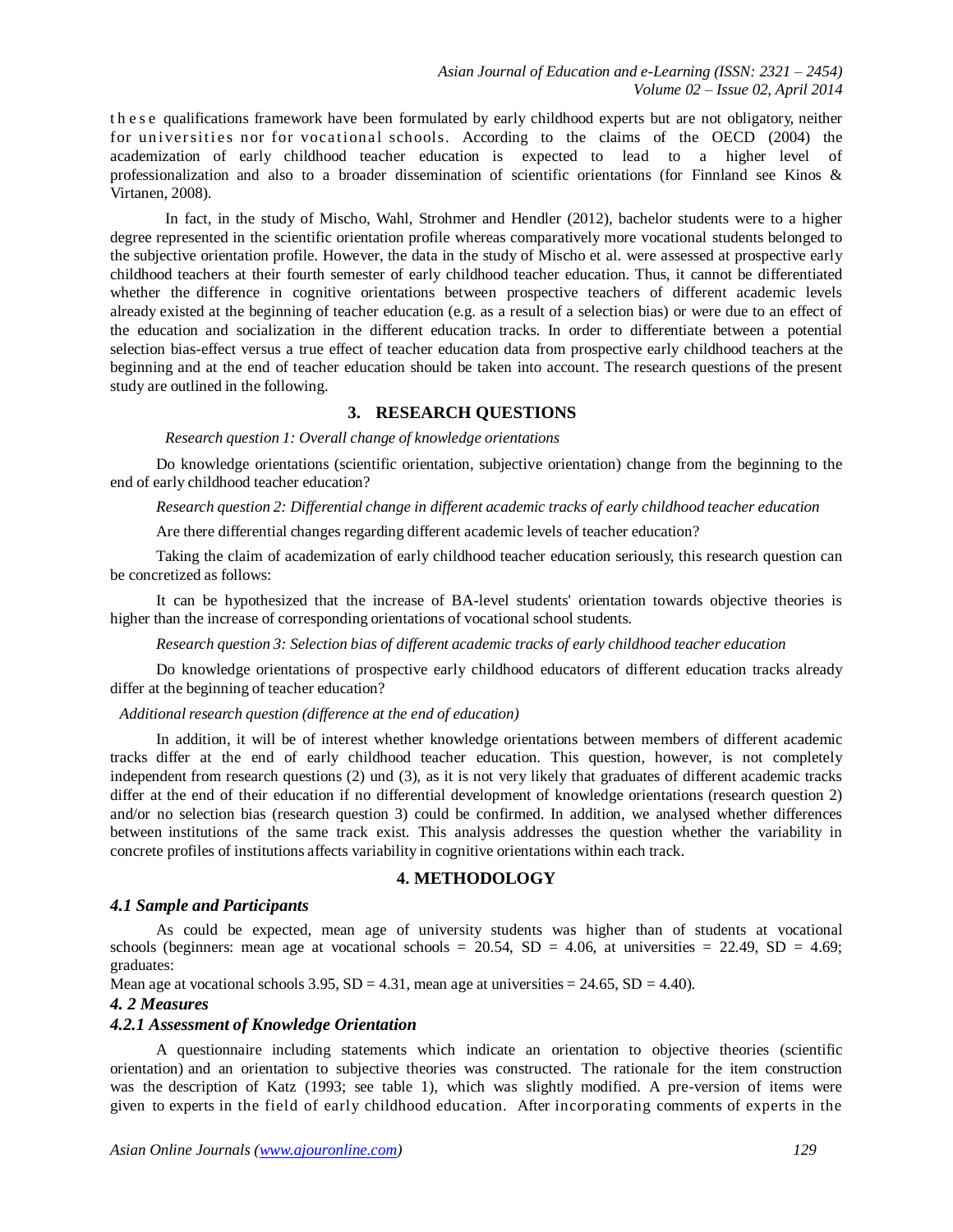these qualifications framework have been formulated by early childhood experts but are not obligatory, neither for universities nor for vocational schools. According to the claims of the OECD (2004) the academization of early childhood teacher education is expected to lead to a higher level of professionalization and also to a broader dissemination of scientific orientations (for Finnland see Kinos & Virtanen, 2008).

In fact, in the study of Mischo, Wahl, Strohmer and Hendler (2012), bachelor students were to a higher degree represented in the scientific orientation profile whereas comparatively more vocational students belonged to the subjective orientation profile. However, the data in the study of Mischo et al. were assessed at prospective early childhood teachers at their fourth semester of early childhood teacher education. Thus, it cannot be differentiated whether the difference in cognitive orientations between prospective teachers of different academic levels already existed at the beginning of teacher education (e.g. as a result of a selection bias) or were due to an effect of the education and socialization in the different education tracks. In order to differentiate between a potential selection bias-effect versus a true effect of teacher education data from prospective early childhood teachers at the beginning and at the end of teacher education should be taken into account. The research questions of the present study are outlined in the following.

## 3. RESEARCH QUESTIONS

*Research question 1: Overall change of knowledge orientations*

Do knowledge orientations (scientific orientation, subjective orientation) change from the beginning to the end of early childhood teacher education?

*Research question 2: Differential change in different academic tracks of early childhood teacher education*

Are there differential changes regarding different academic levels of teacher education?

Taking the claim of academization of early childhood teacher education seriously, this research question can be concretized as follows:

It can be hypothesized that the increase of BA-level students' orientation towards objective theories is higher than the increase of corresponding orientations of vocational school students.

*Research question 3: Selection bias of different academic tracks of early childhood teacher education*

Do knowledge orientations of prospective early childhood educators of different education tracks already differ at the beginning of teacher education?

*Additional research question (difference at the end of education)*

In addition, it will be of interest whether knowledge orientations between members of different academic tracks differ at the end of early childhood teacher education. This question, however, is not completely independent from research questions (2) und (3), as it is not very likely that graduates of different academic tracks differ at the end of their education if no differential development of knowledge orientations (research question 2) and/or no selection bias (research question 3) could be confirmed. In addition, we analysed whether differences between institutions of the same track exist. This analysis addresses the question whether the variability in concrete profiles of institutions affects variability in cognitive orientations within each track.

## 4. METHODOLOGY

### 4.1 Sample and Participants

As could be expected, mean age of university students was higher than of students at vocational schools (beginners: mean age at vocational schools = 20.54, SD = 4.06, at universities = 22.49, SD = 4.69; graduates:
Mean age at vocational schools 3.95, SD = 4.31, mean age at universities = 24.65, SD = 4.40).

### 4. 2 Measures

#### 4.2.1 Assessment of Knowledge Orientation

A questionnaire including statements which indicate an orientation to objective theories (scientific orientation) and an orientation to subjective theories was constructed. The rationale for the item construction was the description of Katz (1993; see table 1), which was slightly modified. A pre-version of items were given to experts in the field of early childhood education. After incorporating comments of experts in the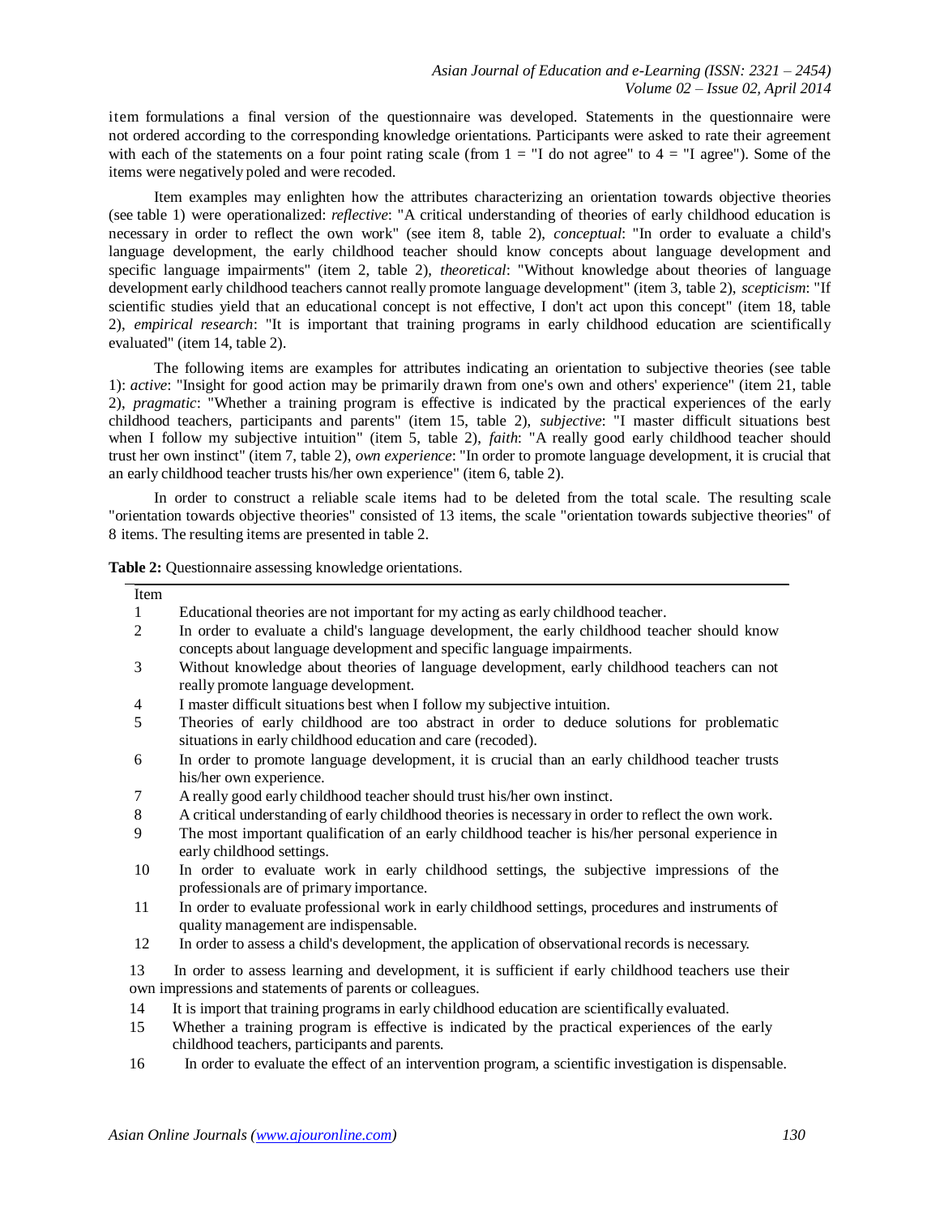item formulations a final version of the questionnaire was developed. Statements in the questionnaire were not ordered according to the corresponding knowledge orientations. Participants were asked to rate their agreement with each of the statements on a four point rating scale (from 1 = "I do not agree" to 4 = "I agree"). Some of the items were negatively poled and were recoded.

Item examples may enlighten how the attributes characterizing an orientation towards objective theories (see table 1) were operationalized: *reflective*: "A critical understanding of theories of early childhood education is necessary in order to reflect the own work" (see item 8, table 2), *conceptual*: "In order to evaluate a child's language development, the early childhood teacher should know concepts about language development and specific language impairments" (item 2, table 2), *theoretical*: "Without knowledge about theories of language development early childhood teachers cannot really promote language development" (item 3, table 2), *scepticism*: "If scientific studies yield that an educational concept is not effective, I don't act upon this concept" (item 18, table 2), *empirical research*: "It is important that training programs in early childhood education are scientifically evaluated" (item 14, table 2).

The following items are examples for attributes indicating an orientation to subjective theories (see table 1): *active*: "Insight for good action may be primarily drawn from one's own and others' experience" (item 21, table 2), *pragmatic*: "Whether a training program is effective is indicated by the practical experiences of the early childhood teachers, participants and parents" (item 15, table 2), *subjective*: "I master difficult situations best when I follow my subjective intuition" (item 5, table 2), *faith*: "A really good early childhood teacher should trust her own instinct" (item 7, table 2), *own experience*: "In order to promote language development, it is crucial that an early childhood teacher trusts his/her own experience" (item 6, table 2).

In order to construct a reliable scale items had to be deleted from the total scale. The resulting scale "orientation towards objective theories" consisted of 13 items, the scale "orientation towards subjective theories" of 8 items. The resulting items are presented in table 2.

**Table 2:** Questionnaire assessing knowledge orientations.

| Item | |
|---|---|
| 1 | Educational theories are not important for my acting as early childhood teacher. |
| 2 | In order to evaluate a child's language development, the early childhood teacher should know concepts about language development and specific language impairments. |
| 3 | Without knowledge about theories of language development, early childhood teachers can not really promote language development. |
| 4 | I master difficult situations best when I follow my subjective intuition. |
| 5 | Theories of early childhood are too abstract in order to deduce solutions for problematic situations in early childhood education and care (recoded). |
| 6 | In order to promote language development, it is crucial than an early childhood teacher trusts his/her own experience. |
| 7 | A really good early childhood teacher should trust his/her own instinct. |
| 8 | A critical understanding of early childhood theories is necessary in order to reflect the own work. |
| 9 | The most important qualification of an early childhood teacher is his/her personal experience in early childhood settings. |
| 10 | In order to evaluate work in early childhood settings, the subjective impressions of the professionals are of primary importance. |
| 11 | In order to evaluate professional work in early childhood settings, procedures and instruments of quality management are indispensable. |
| 12 | In order to assess a child's development, the application of observational records is necessary. |
| 13 | In order to assess learning and development, it is sufficient if early childhood teachers use their own impressions and statements of parents or colleagues. |
| 14 | It is import that training programs in early childhood education are scientifically evaluated. |
| 15 | Whether a training program is effective is indicated by the practical experiences of the early childhood teachers, participants and parents. |
| 16 | In order to evaluate the effect of an intervention program, a scientific investigation is dispensable. |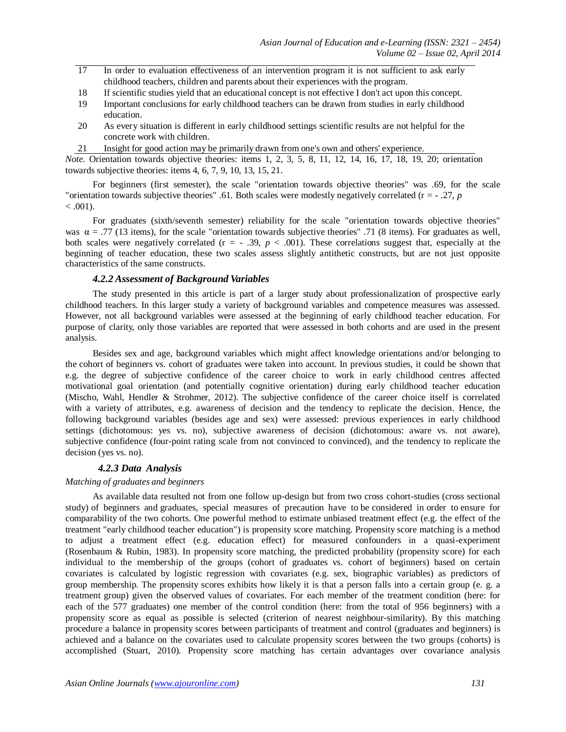| | |
|---|---|
| 17 | In order to evaluation effectiveness of an intervention program it is not sufficient to ask early childhood teachers, children and parents about their experiences with the program. |
| 18 | If scientific studies yield that an educational concept is not effective I don't act upon this concept. |
| 19 | Important conclusions for early childhood teachers can be drawn from studies in early childhood education. |
| 20 | As every situation is different in early childhood settings scientific results are not helpful for the concrete work with children. |
| 21 | Insight for good action may be primarily drawn from one's own and others' experience. |

*Note.* Orientation towards objective theories: items 1, 2, 3, 5, 8, 11, 12, 14, 16, 17, 18, 19, 20; orientation towards subjective theories: items 4, 6, 7, 9, 10, 13, 15, 21.

For beginners (first semester), the scale "orientation towards objective theories" was .69, for the scale "orientation towards subjective theories" .61. Both scales were modestly negatively correlated ($r = -.27$, $p < .001$).

For graduates (sixth/seventh semester) reliability for the scale "orientation towards objective theories" was $\alpha = .77$ (13 items), for the scale "orientation towards subjective theories" .71 (8 items). For graduates as well, both scales were negatively correlated ($r = -.39$, $p < .001$). These correlations suggest that, especially at the beginning of teacher education, these two scales assess slightly antithetic constructs, but are not just opposite characteristics of the same constructs.

### *4.2.2 Assessment of Background Variables*

The study presented in this article is part of a larger study about professionalization of prospective early childhood teachers. In this larger study a variety of background variables and competence measures was assessed. However, not all background variables were assessed at the beginning of early childhood teacher education. For purpose of clarity, only those variables are reported that were assessed in both cohorts and are used in the present analysis.

Besides sex and age, background variables which might affect knowledge orientations and/or belonging to the cohort of beginners vs. cohort of graduates were taken into account. In previous studies, it could be shown that e.g. the degree of subjective confidence of the career choice to work in early childhood centres affected motivational goal orientation (and potentially cognitive orientation) during early childhood teacher education (Mischo, Wahl, Hendler & Strohmer, 2012). The subjective confidence of the career choice itself is correlated with a variety of attributes, e.g. awareness of decision and the tendency to replicate the decision. Hence, the following background variables (besides age and sex) were assessed: previous experiences in early childhood settings (dichotomous: yes vs. no), subjective awareness of decision (dichotomous: aware vs. not aware), subjective confidence (four-point rating scale from not convinced to convinced), and the tendency to replicate the decision (yes vs. no).

### *4.2.3 Data Analysis*

*Matching of graduates and beginners*

As available data resulted not from one follow up-design but from two cross cohort-studies (cross sectional study) of beginners and graduates, special measures of precaution have to be considered in order to ensure for comparability of the two cohorts. One powerful method to estimate unbiased treatment effect (e.g. the effect of the treatment "early childhood teacher education") is propensity score matching. Propensity score matching is a method to adjust a treatment effect (e.g. education effect) for measured confounders in a quasi-experiment (Rosenbaum & Rubin, 1983). In propensity score matching, the predicted probability (propensity score) for each individual to the membership of the groups (cohort of graduates vs. cohort of beginners) based on certain covariates is calculated by logistic regression with covariates (e.g. sex, biographic variables) as predictors of group membership. The propensity scores exhibits how likely it is that a person falls into a certain group (e. g. a treatment group) given the observed values of covariates. For each member of the treatment condition (here: for each of the 577 graduates) one member of the control condition (here: from the total of 956 beginners) with a propensity score as equal as possible is selected (criterion of nearest neighbour-similarity). By this matching procedure a balance in propensity scores between participants of treatment and control (graduates and beginners) is achieved and a balance on the covariates used to calculate propensity scores between the two groups (cohorts) is accomplished (Stuart, 2010). Propensity score matching has certain advantages over covariance analysis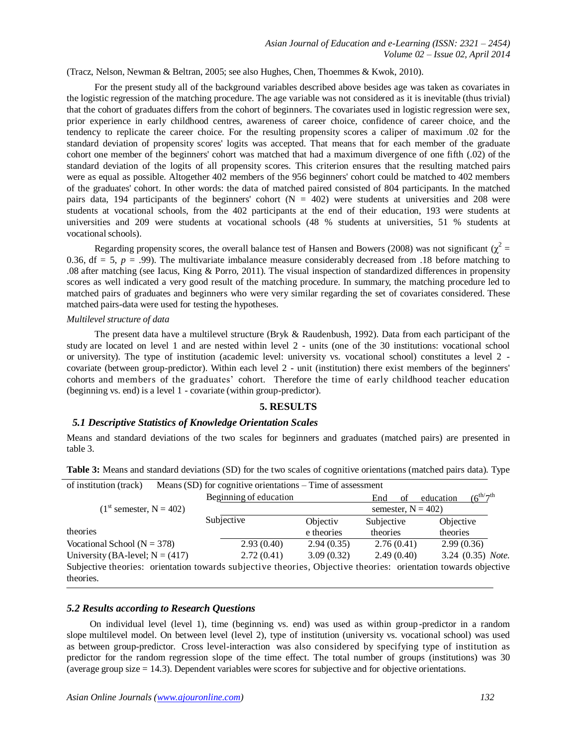(Tracz, Nelson, Newman & Beltran, 2005; see also Hughes, Chen, Thoemmes & Kwok, 2010).

For the present study all of the background variables described above besides age was taken as covariates in the logistic regression of the matching procedure. The age variable was not considered as it is inevitable (thus trivial) that the cohort of graduates differs from the cohort of beginners. The covariates used in logistic regression were sex, prior experience in early childhood centres, awareness of career choice, confidence of career choice, and the tendency to replicate the career choice. For the resulting propensity scores a caliper of maximum .02 for the standard deviation of propensity scores' logits was accepted. That means that for each member of the graduate cohort one member of the beginners' cohort was matched that had a maximum divergence of one fifth (.02) of the standard deviation of the logits of all propensity scores. This criterion ensures that the resulting matched pairs were as equal as possible. Altogether 402 members of the 956 beginners' cohort could be matched to 402 members of the graduates' cohort. In other words: the data of matched paired consisted of 804 participants. In the matched pairs data, 194 participants of the beginners' cohort (N = 402) were students at universities and 208 were students at vocational schools, from the 402 participants at the end of their education, 193 were students at universities and 209 were students at vocational schools (48 % students at universities, 51 % students at vocational schools).

Regarding propensity scores, the overall balance test of Hansen and Bowers (2008) was not significant ($\chi^2$ = 0.36, df = 5, *p* = .99). The multivariate imbalance measure considerably decreased from .18 before matching to .08 after matching (see Iacus, King & Porro, 2011). The visual inspection of standardized differences in propensity scores as well indicated a very good result of the matching procedure. In summary, the matching procedure led to matched pairs of graduates and beginners who were very similar regarding the set of covariates considered. These matched pairs-data were used for testing the hypotheses.

*Multilevel structure of data*

The present data have a multilevel structure (Bryk & Raudenbush, 1992). Data from each participant of the study are located on level 1 and are nested within level 2 - units (one of the 30 institutions: vocational school or university). The type of institution (academic level: university vs. vocational school) constitutes a level 2 - covariate (between group-predictor). Within each level 2 - unit (institution) there exist members of the beginners' cohorts and members of the graduates' cohort. Therefore the time of early childhood teacher education (beginning vs. end) is a level 1 - covariate (within group-predictor).

## 5. RESULTS

### 5.1 Descriptive Statistics of Knowledge Orientation Scales

Means and standard deviations of the two scales for beginners and graduates (matched pairs) are presented in table 3.

**Table 3:** Means and standard deviations (SD) for the two scales of cognitive orientations (matched pairs data).

| Type of institution (track) | Means (SD) for cognitive orientations – Time of assessment | | | |
|---|---|---|---|---|
| | Beginning of education ($1^{st}$ semester, N = 402) | | End of education ($6^{th}/7^{th}$ semester, N = 402) | |
| | Subjective theories | Objective theories | Subjective theories | Objective theories |
| Vocational School (N = 378) | 2.93 (0.40) | 2.94 (0.35) | 2.76 (0.41) | 2.99 (0.36) |
| University (BA-level; N = (417) | 2.72 (0.41) | 3.09 (0.32) | 2.49 (0.40) | 3.24 (0.35) |

*Note.* Subjective theories: orientation towards subjective theories, Objective theories: orientation towards objective theories.

### 5.2 Results according to Research Questions

On individual level (level 1), time (beginning vs. end) was used as within group-predictor in a random slope multilevel model. On between level (level 2), type of institution (university vs. vocational school) was used as between group-predictor. Cross level-interaction was also considered by specifying type of institution as predictor for the random regression slope of the time effect. The total number of groups (institutions) was 30 (average group size = 14.3). Dependent variables were scores for subjective and for objective orientations.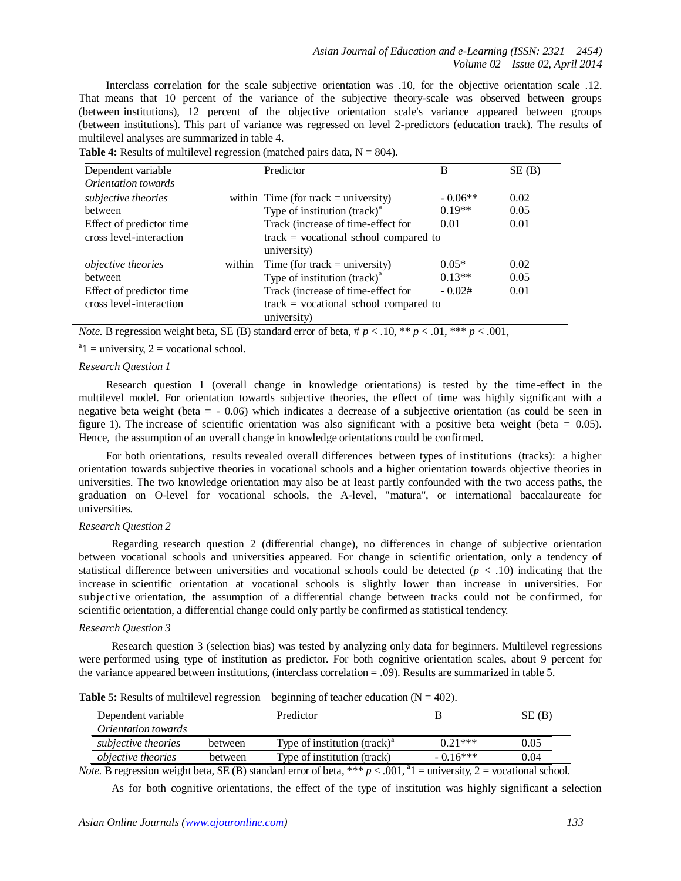Interclass correlation for the scale subjective orientation was .10, for the objective orientation scale .12. That means that 10 percent of the variance of the subjective theory-scale was observed between groups (between institutions), 12 percent of the objective orientation scale's variance appeared between groups (between institutions). This part of variance was regressed on level 2-predictors (education track). The results of multilevel analyses are summarized in table 4.

**Table 4:** Results of multilevel regression (matched pairs data, N = 804).

| Dependent variable *Orientation towards* | | Predictor | B | SE (B) |
|---|---|---|---|---|
| *subjective theories* | within | Time (for track = university) | - 0.06** | 0.02 |
| between | | Type of institution (track)[a] | 0.19** | 0.05 |
| Effect of predictor time cross level-interaction | | Track (increase of time-effect for track = vocational school compared to university) | 0.01 | 0.01 |
| *objective theories* | within | Time (for track = university) | 0.05* | 0.02 |
| between | | Type of institution (track)[a] | 0.13** | 0.05 |
| Effect of predictor time cross level-interaction | | Track (increase of time-effect for track = vocational school compared to university) | - 0.02# | 0.01 |

*Note.* B regression weight beta, SE (B) standard error of beta, # $p < .10$, ** $p < .01$, *** $p < .001$,

[a]1 = university, 2 = vocational school.

*Research Question 1*

Research question 1 (overall change in knowledge orientations) is tested by the time-effect in the multilevel model. For orientation towards subjective theories, the effect of time was highly significant with a negative beta weight (beta = - 0.06) which indicates a decrease of a subjective orientation (as could be seen in figure 1). The increase of scientific orientation was also significant with a positive beta weight (beta = 0.05). Hence, the assumption of an overall change in knowledge orientations could be confirmed.

For both orientations, results revealed overall differences between types of institutions (tracks): a higher orientation towards subjective theories in vocational schools and a higher orientation towards objective theories in universities. The two knowledge orientation may also be at least partly confounded with the two access paths, the graduation on O-level for vocational schools, the A-level, "matura", or international baccalaureate for universities.

*Research Question 2*

Regarding research question 2 (differential change), no differences in change of subjective orientation between vocational schools and universities appeared. For change in scientific orientation, only a tendency of statistical difference between universities and vocational schools could be detected ($p < .10$) indicating that the increase in scientific orientation at vocational schools is slightly lower than increase in universities. For subjective orientation, the assumption of a differential change between tracks could not be confirmed, for scientific orientation, a differential change could only partly be confirmed as statistical tendency.

*Research Question 3*

Research question 3 (selection bias) was tested by analyzing only data for beginners. Multilevel regressions were performed using type of institution as predictor. For both cognitive orientation scales, about 9 percent for the variance appeared between institutions, (interclass correlation = .09). Results are summarized in table 5.

**Table 5:** Results of multilevel regression – beginning of teacher education (N = 402).

| Dependent variable *Orientation towards* | | Predictor | B | SE (B) |
|---|---|---|---|---|
| *subjective theories* | between | Type of institution (track)[a] | 0.21*** | 0.05 |
| *objective theories* | between | Type of institution (track) | - 0.16*** | 0.04 |

*Note.* B regression weight beta, SE (B) standard error of beta, *** $p < .001$, [a]1 = university, 2 = vocational school.

As for both cognitive orientations, the effect of the type of institution was highly significant a selection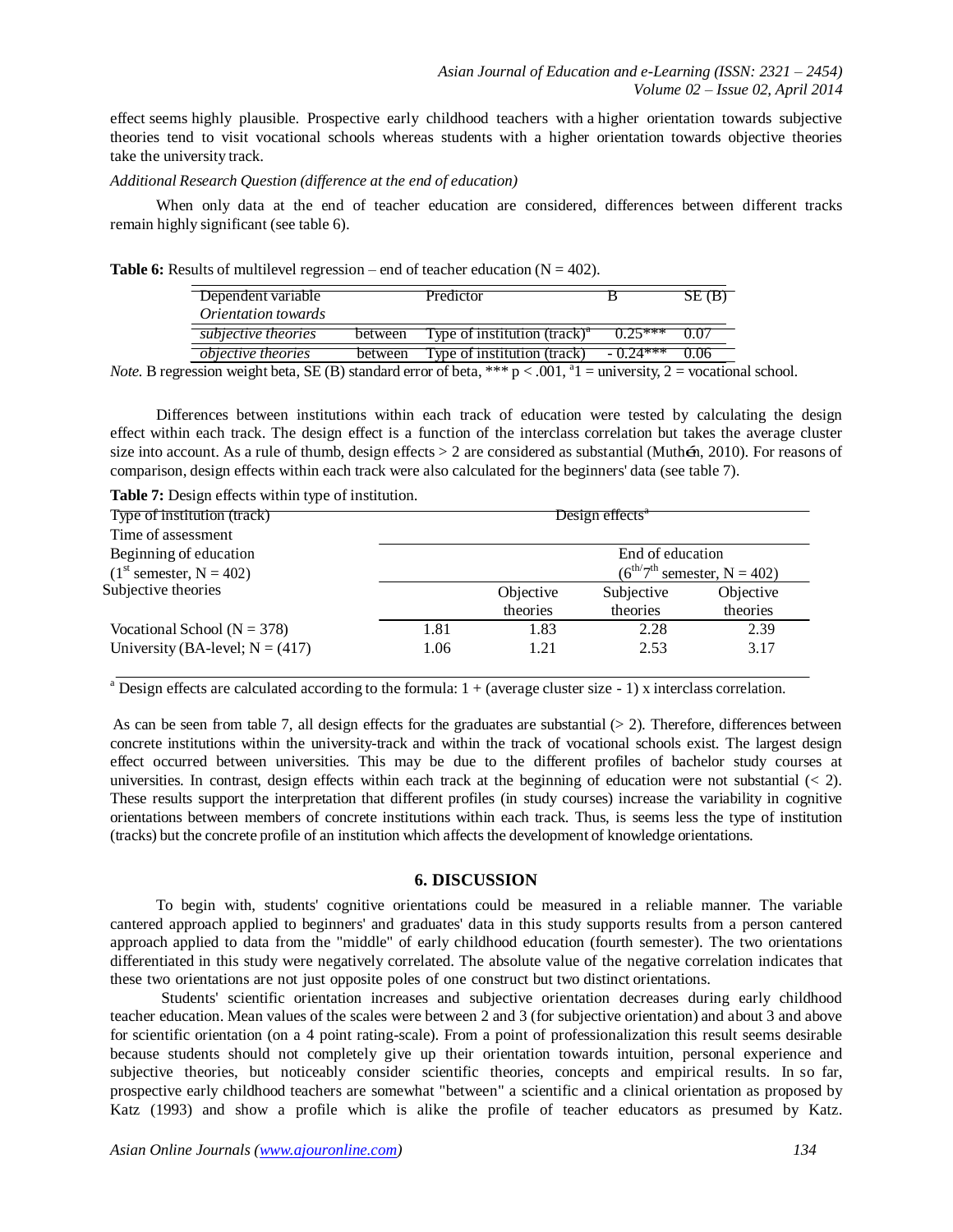effect seems highly plausible. Prospective early childhood teachers with a higher orientation towards subjective theories tend to visit vocational schools whereas students with a higher orientation towards objective theories take the university track.

*Additional Research Question (difference at the end of education)*

When only data at the end of teacher education are considered, differences between different tracks remain highly significant (see table 6).

**Table 6:** Results of multilevel regression – end of teacher education (N = 402).

| Dependent variable *Orientation towards* | | Predictor | B | SE (B) |
|---|---|---|---|---|
| *subjective theories* | between | Type of institution (track)[a] | 0.25*** | 0.07 |
| *objective theories* | between | Type of institution (track) | - 0.24*** | 0.06 |

*Note.* B regression weight beta, SE (B) standard error of beta, *** $p < .001$, [a]1 = university, 2 = vocational school.

Differences between institutions within each track of education were tested by calculating the design effect within each track. The design effect is a function of the interclass correlation but takes the average cluster size into account. As a rule of thumb, design effects > 2 are considered as substantial (Muthén, 2010). For reasons of comparison, design effects within each track were also calculated for the beginners' data (see table 7).

**Table 7:** Design effects within type of institution.

| Type of institution (track) | Design effects[a] | | | |
|---|---|---|---|---|
| Time of assessment | Beginning of education (1st semester, N = 402) | | End of education (6th/7th semester, N = 402) | |
| | Subjective theories | Objective theories | Subjective theories | Objective theories |
| Vocational School (N = 378) | 1.81 | 1.83 | 2.28 | 2.39 |
| University (BA-level; N = (417) | 1.06 | 1.21 | 2.53 | 3.17 |

[a] Design effects are calculated according to the formula: 1 + (average cluster size - 1) x interclass correlation.

As can be seen from table 7, all design effects for the graduates are substantial (> 2). Therefore, differences between concrete institutions within the university-track and within the track of vocational schools exist. The largest design effect occurred between universities. This may be due to the different profiles of bachelor study courses at universities. In contrast, design effects within each track at the beginning of education were not substantial (< 2). These results support the interpretation that different profiles (in study courses) increase the variability in cognitive orientations between members of concrete institutions within each track. Thus, is seems less the type of institution (tracks) but the concrete profile of an institution which affects the development of knowledge orientations.

## 6. DISCUSSION

To begin with, students' cognitive orientations could be measured in a reliable manner. The variable cantered approach applied to beginners' and graduates' data in this study supports results from a person cantered approach applied to data from the "middle" of early childhood education (fourth semester). The two orientations differentiated in this study were negatively correlated. The absolute value of the negative correlation indicates that these two orientations are not just opposite poles of one construct but two distinct orientations.

Students' scientific orientation increases and subjective orientation decreases during early childhood teacher education. Mean values of the scales were between 2 and 3 (for subjective orientation) and about 3 and above for scientific orientation (on a 4 point rating-scale). From a point of professionalization this result seems desirable because students should not completely give up their orientation towards intuition, personal experience and subjective theories, but noticeably consider scientific theories, concepts and empirical results. In so far, prospective early childhood teachers are somewhat "between" a scientific and a clinical orientation as proposed by Katz (1993) and show a profile which is alike the profile of teacher educators as presumed by Katz.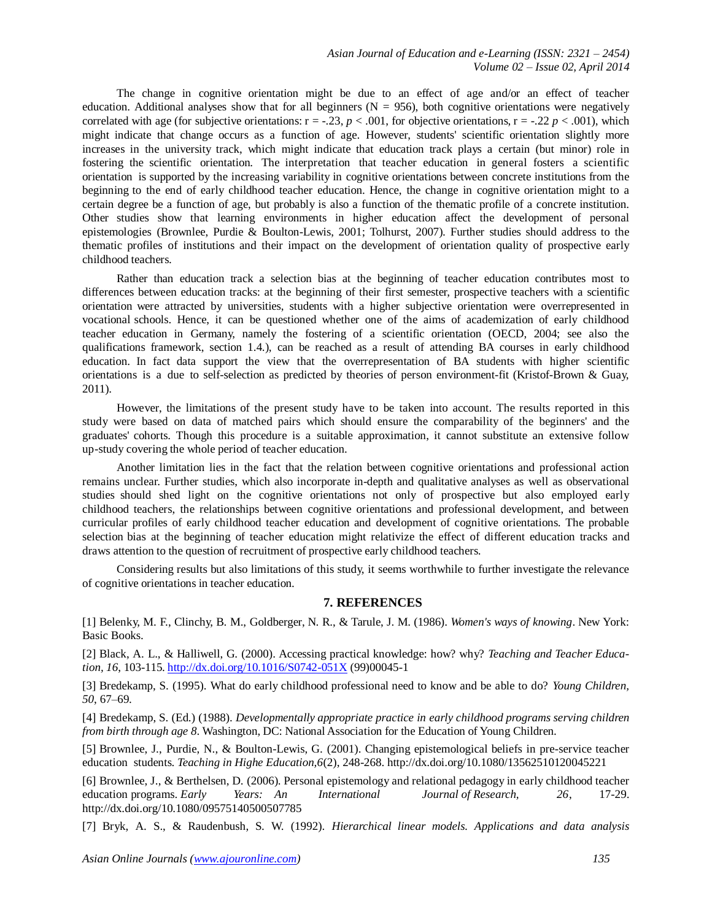The change in cognitive orientation might be due to an effect of age and/or an effect of teacher education. Additional analyses show that for all beginners (N = 956), both cognitive orientations were negatively correlated with age (for subjective orientations: $r = -.23$, $p < .001$, for objective orientations, $r = -.22$ $p < .001$), which might indicate that change occurs as a function of age. However, students' scientific orientation slightly more increases in the university track, which might indicate that education track plays a certain (but minor) role in fostering the scientific orientation. The interpretation that teacher education in general fosters a scientific orientation is supported by the increasing variability in cognitive orientations between concrete institutions from the beginning to the end of early childhood teacher education. Hence, the change in cognitive orientation might to a certain degree be a function of age, but probably is also a function of the thematic profile of a concrete institution. Other studies show that learning environments in higher education affect the development of personal epistemologies (Brownlee, Purdie & Boulton-Lewis, 2001; Tolhurst, 2007). Further studies should address to the thematic profiles of institutions and their impact on the development of orientation quality of prospective early childhood teachers.

Rather than education track a selection bias at the beginning of teacher education contributes most to differences between education tracks: at the beginning of their first semester, prospective teachers with a scientific orientation were attracted by universities, students with a higher subjective orientation were overrepresented in vocational schools. Hence, it can be questioned whether one of the aims of academization of early childhood teacher education in Germany, namely the fostering of a scientific orientation (OECD, 2004; see also the qualifications framework, section 1.4.), can be reached as a result of attending BA courses in early childhood education. In fact data support the view that the overrepresentation of BA students with higher scientific orientations is a due to self-selection as predicted by theories of person environment-fit (Kristof-Brown & Guay, 2011).

However, the limitations of the present study have to be taken into account. The results reported in this study were based on data of matched pairs which should ensure the comparability of the beginners' and the graduates' cohorts. Though this procedure is a suitable approximation, it cannot substitute an extensive follow up-study covering the whole period of teacher education.

Another limitation lies in the fact that the relation between cognitive orientations and professional action remains unclear. Further studies, which also incorporate in-depth and qualitative analyses as well as observational studies should shed light on the cognitive orientations not only of prospective but also employed early childhood teachers, the relationships between cognitive orientations and professional development, and between curricular profiles of early childhood teacher education and development of cognitive orientations. The probable selection bias at the beginning of teacher education might relativize the effect of different education tracks and draws attention to the question of recruitment of prospective early childhood teachers.

Considering results but also limitations of this study, it seems worthwhile to further investigate the relevance of cognitive orientations in teacher education.

## 7. REFERENCES

[1] Belenky, M. F., Clinchy, B. M., Goldberger, N. R., & Tarule, J. M. (1986). *Women's ways of knowing*. New York: Basic Books.

[2] Black, A. L., & Halliwell, G. (2000). Accessing practical knowledge: how? why? *Teaching and Teacher Education, 16*, 103-115. http://dx.doi.org/10.1016/S0742-051X (99)00045-1

[3] Bredekamp, S. (1995). What do early childhood professional need to know and be able to do? *Young Children, 50*, 67–69.

[4] Bredekamp, S. (Ed.) (1988). *Developmentally appropriate practice in early childhood programs serving children from birth through age 8*. Washington, DC: National Association for the Education of Young Children.

[5] Brownlee, J., Purdie, N., & Boulton-Lewis, G. (2001). Changing epistemological beliefs in pre-service teacher education students. *Teaching in Highe Education,6*(2), 248-268. http://dx.doi.org/10.1080/13562510120045221

[6] Brownlee, J., & Berthelsen, D. (2006). Personal epistemology and relational pedagogy in early childhood teacher education programs. *Early Years: An International Journal of Research, 26*, 17-29. http://dx.doi.org/10.1080/09575140500507785

[7] Bryk, A. S., & Raudenbush, S. W. (1992). *Hierarchical linear models. Applications and data analysis*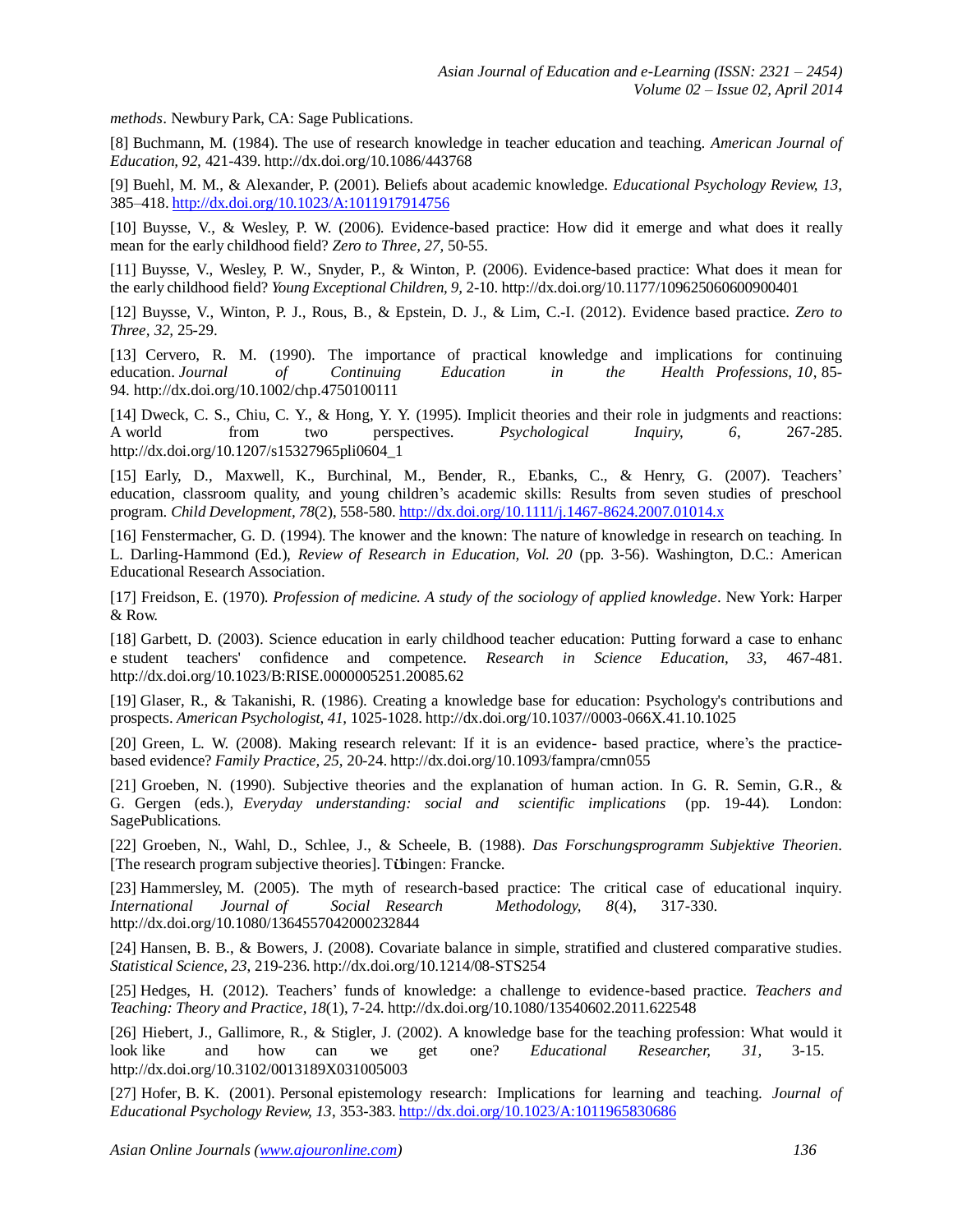*methods*. Newbury Park, CA: Sage Publications.

[8] Buchmann, M. (1984). The use of research knowledge in teacher education and teaching. *American Journal of Education, 92,* 421-439. http://dx.doi.org/10.1086/443768

[9] Buehl, M. M., & Alexander, P. (2001). Beliefs about academic knowledge. *Educational Psychology Review, 13,* 385–418. http://dx.doi.org/10.1023/A:1011917914756

[10] Buysse, V., & Wesley, P. W. (2006). Evidence-based practice: How did it emerge and what does it really mean for the early childhood field? *Zero to Three, 27,* 50-55.

[11] Buysse, V., Wesley, P. W., Snyder, P., & Winton, P. (2006). Evidence-based practice: What does it mean for the early childhood field? *Young Exceptional Children, 9,* 2-10. http://dx.doi.org/10.1177/109625060600900401

[12] Buysse, V., Winton, P. J., Rous, B., & Epstein, D. J., & Lim, C.-I. (2012). Evidence based practice. *Zero to Three, 32,* 25-29.

[13] Cervero, R. M. (1990). The importance of practical knowledge and implications for continuing education. *Journal of Continuing Education in the Health Professions, 10*, 85-94. http://dx.doi.org/10.1002/chp.4750100111

[14] Dweck, C. S., Chiu, C. Y., & Hong, Y. Y. (1995). Implicit theories and their role in judgments and reactions: A world from two perspectives. *Psychological Inquiry, 6*, 267-285. http://dx.doi.org/10.1207/s15327965pli0604_1

[15] Early, D., Maxwell, K., Burchinal, M., Bender, R., Ebanks, C., & Henry, G. (2007). Teachers' education, classroom quality, and young children's academic skills: Results from seven studies of preschool program. *Child Development, 78*(2), 558-580. http://dx.doi.org/10.1111/j.1467-8624.2007.01014.x

[16] Fenstermacher, G. D. (1994). The knower and the known: The nature of knowledge in research on teaching. In L. Darling-Hammond (Ed.), *Review of Research in Education, Vol. 20* (pp. 3-56). Washington, D.C.: American Educational Research Association.

[17] Freidson, E. (1970). *Profession of medicine. A study of the sociology of applied knowledge*. New York: Harper & Row.

[18] Garbett, D. (2003). Science education in early childhood teacher education: Putting forward a case to enhanc e student teachers' confidence and competence. *Research in Science Education, 33,* 467-481. http://dx.doi.org/10.1023/B:RISE.0000005251.20085.62

[19] Glaser, R., & Takanishi, R. (1986). Creating a knowledge base for education: Psychology's contributions and prospects. *American Psychologist, 41,* 1025-1028. http://dx.doi.org/10.1037//0003-066X.41.10.1025

[20] Green, L. W. (2008). Making research relevant: If it is an evidence- based practice, where's the practice-based evidence? *Family Practice, 25*, 20-24. http://dx.doi.org/10.1093/fampra/cmn055

[21] Groeben, N. (1990). Subjective theories and the explanation of human action. In G. R. Semin, G.R., & G. Gergen (eds.), *Everyday understanding: social and scientific implications* (pp. 19-44). London: SagePublications.

[22] Groeben, N., Wahl, D., Schlee, J., & Scheele, B. (1988). *Das Forschungsprogramm Subjektive Theorien*. [The research program subjective theories]. Tübingen: Francke.

[23] Hammersley, M. (2005). The myth of research-based practice: The critical case of educational inquiry. *International Journal of Social Research Methodology, 8*(4), 317-330. http://dx.doi.org/10.1080/1364557042000232844

[24] Hansen, B. B., & Bowers, J. (2008). Covariate balance in simple, stratified and clustered comparative studies. *Statistical Science, 23,* 219-236. http://dx.doi.org/10.1214/08-STS254

[25] Hedges, H. (2012). Teachers' funds of knowledge: a challenge to evidence-based practice. *Teachers and Teaching: Theory and Practice, 18*(1), 7-24. http://dx.doi.org/10.1080/13540602.2011.622548

[26] Hiebert, J., Gallimore, R., & Stigler, J. (2002). A knowledge base for the teaching profession: What would it look like and how can we get one? *Educational Researcher, 31,* 3-15. http://dx.doi.org/10.3102/0013189X031005003

[27] Hofer, B. K. (2001). Personal epistemology research: Implications for learning and teaching. *Journal of Educational Psychology Review, 13*, 353-383. http://dx.doi.org/10.1023/A:1011965830686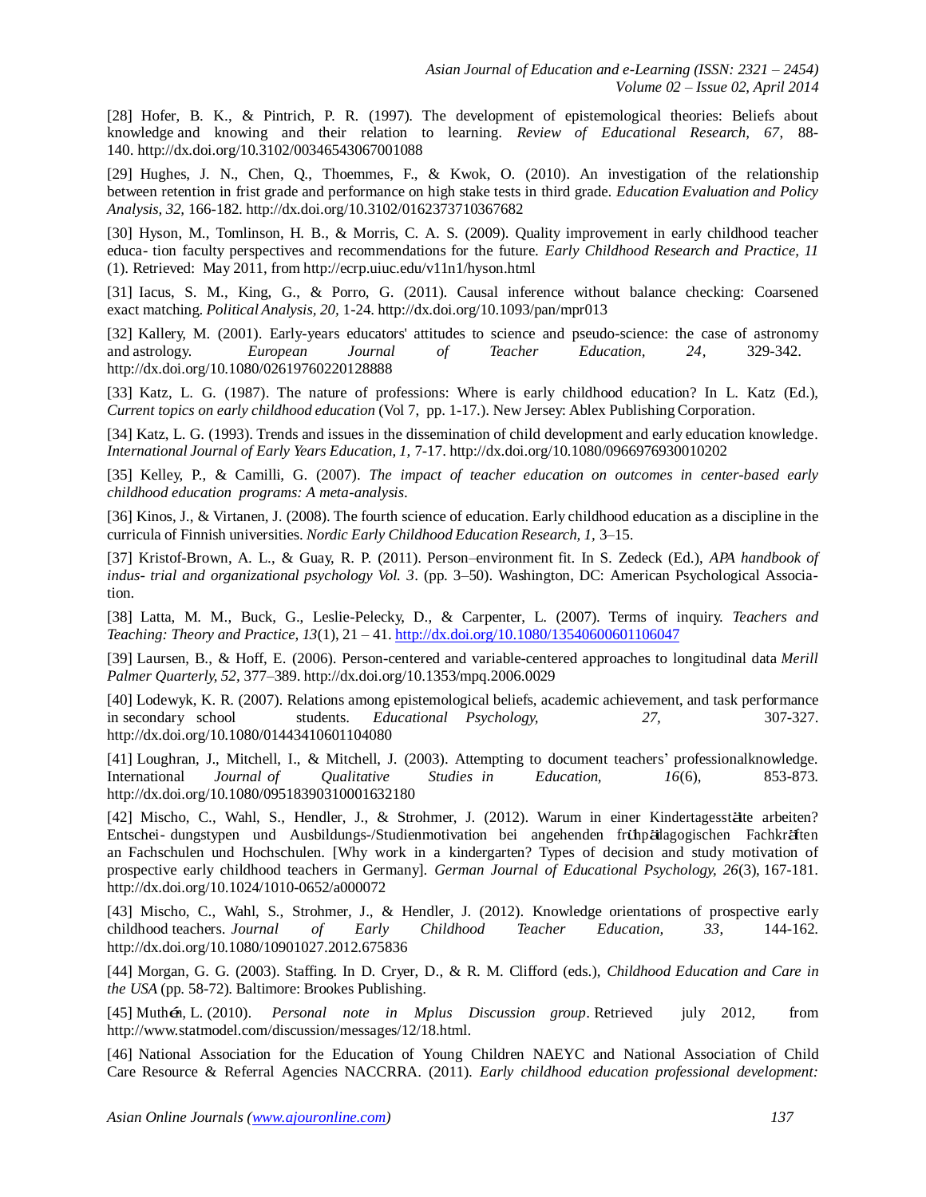[28] Hofer, B. K., & Pintrich, P. R. (1997). The development of epistemological theories: Beliefs about knowledge and knowing and their relation to learning. *Review of Educational Research, 67,* 88-140. http://dx.doi.org/10.3102/00346543067001088

[29] Hughes, J. N., Chen, Q., Thoemmes, F., & Kwok, O. (2010). An investigation of the relationship between retention in frist grade and performance on high stake tests in third grade. *Education Evaluation and Policy Analysis, 32,* 166-182. http://dx.doi.org/10.3102/0162373710367682

[30] Hyson, M., Tomlinson, H. B., & Morris, C. A. S. (2009). Quality improvement in early childhood teacher educa- tion faculty perspectives and recommendations for the future. *Early Childhood Research and Practice, 11* (1). Retrieved: May 2011, from http://ecrp.uiuc.edu/v11n1/hyson.html

[31] Iacus, S. M., King, G., & Porro, G. (2011). Causal inference without balance checking: Coarsened exact matching. *Political Analysis, 20,* 1-24. http://dx.doi.org/10.1093/pan/mpr013

[32] Kallery, M. (2001). Early-years educators' attitudes to science and pseudo-science: the case of astronomy and astrology. *European Journal of Teacher Education, 24,* 329-342. http://dx.doi.org/10.1080/02619760220128888

[33] Katz, L. G. (1987). The nature of professions: Where is early childhood education? In L. Katz (Ed.), *Current topics on early childhood education* (Vol 7, pp. 1-17.). New Jersey: Ablex Publishing Corporation.

[34] Katz, L. G. (1993). Trends and issues in the dissemination of child development and early education knowledge. *International Journal of Early Years Education, 1,* 7-17. http://dx.doi.org/10.1080/0966976930010202

[35] Kelley, P., & Camilli, G. (2007). *The impact of teacher education on outcomes in center-based early childhood education programs: A meta-analysis.*

[36] Kinos, J., & Virtanen, J. (2008). The fourth science of education. Early childhood education as a discipline in the curricula of Finnish universities. *Nordic Early Childhood Education Research, 1,* 3–15.

[37] Kristof-Brown, A. L., & Guay, R. P. (2011). Person–environment fit. In S. Zedeck (Ed.), *APA handbook of indus- trial and organizational psychology Vol. 3*. (pp. 3–50). Washington, DC: American Psychological Associa- tion.

[38] Latta, M. M., Buck, G., Leslie-Pelecky, D., & Carpenter, L. (2007). Terms of inquiry. *Teachers and Teaching: Theory and Practice, 13*(1), 21 – 41. http://dx.doi.org/10.1080/13540600601106047

[39] Laursen, B., & Hoff, E. (2006). Person-centered and variable-centered approaches to longitudinal data *Merill Palmer Quarterly, 52,* 377–389. http://dx.doi.org/10.1353/mpq.2006.0029

[40] Lodewyk, K. R. (2007). Relations among epistemological beliefs, academic achievement, and task performance in secondary school students. *Educational Psychology, 27,* 307-327. http://dx.doi.org/10.1080/01443410601104080

[41] Loughran, J., Mitchell, I., & Mitchell, J. (2003). Attempting to document teachers' professionalknowledge. International *Journal of Qualitative Studies in Education, 16*(6), 853-873. http://dx.doi.org/10.1080/09518390310001632180

[42] Mischo, C., Wahl, S., Hendler, J., & Strohmer, J. (2012). Warum in einer Kindertagesstätte arbeiten? Entschei- dungstypen und Ausbildungs-/Studienmotivation bei angehenden frühpädagogischen Fachkräften an Fachschulen und Hochschulen. [Why work in a kindergarten? Types of decision and study motivation of prospective early childhood teachers in Germany]. *German Journal of Educational Psychology, 26*(3), 167-181. http://dx.doi.org/10.1024/1010-0652/a000072

[43] Mischo, C., Wahl, S., Strohmer, J., & Hendler, J. (2012). Knowledge orientations of prospective early childhood teachers. *Journal of Early Childhood Teacher Education, 33,* 144-162. http://dx.doi.org/10.1080/10901027.2012.675836

[44] Morgan, G. G. (2003). Staffing. In D. Cryer, D., & R. M. Clifford (eds.), *Childhood Education and Care in the USA* (pp. 58-72). Baltimore: Brookes Publishing.

[45] Muthén, L. (2010). *Personal note in Mplus Discussion group*. Retrieved july 2012, from http://www.statmodel.com/discussion/messages/12/18.html.

[46] National Association for the Education of Young Children NAEYC and National Association of Child Care Resource & Referral Agencies NACCRRA. (2011). *Early childhood education professional development:*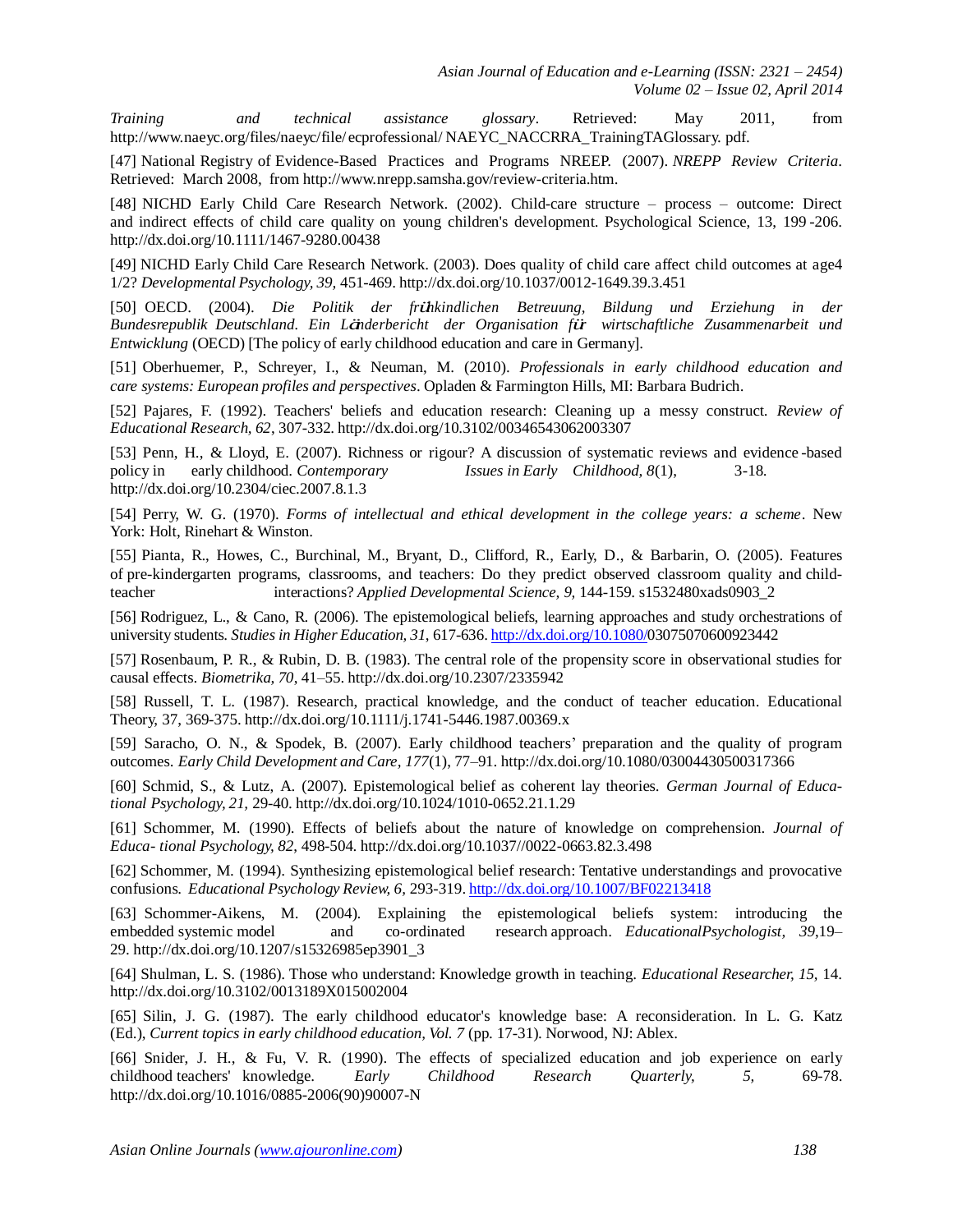*Training and technical assistance glossary*. Retrieved: May 2011, from http://www.naeyc.org/files/naeyc/file/ ecprofessional/ NAEYC_NACCRRA_TrainingTAGlossary. pdf.

[47] National Registry of Evidence-Based Practices and Programs NREEP. (2007). *NREPP Review Criteria*. Retrieved: March 2008, from http://www.nrepp.samsha.gov/review-criteria.htm.

[48] NICHD Early Child Care Research Network. (2002). Child-care structure – process – outcome: Direct and indirect effects of child care quality on young children's development. Psychological Science, 13, 199 -206. http://dx.doi.org/10.1111/1467-9280.00438

[49] NICHD Early Child Care Research Network. (2003). Does quality of child care affect child outcomes at age4 1/2? *Developmental Psychology, 39*, 451-469. http://dx.doi.org/10.1037/0012-1649.39.3.451

[50] OECD. (2004). *Die Politik der frühkindlichen Betreuung, Bildung und Erziehung in der Bundesrepublik Deutschland. Ein Länderbericht der Organisation für wirtschaftliche Zusammenarbeit und Entwicklung* (OECD) [The policy of early childhood education and care in Germany].

[51] Oberhuemer, P., Schreyer, I., & Neuman, M. (2010). *Professionals in early childhood education and care systems: European profiles and perspectives*. Opladen & Farmington Hills, MI: Barbara Budrich.

[52] Pajares, F. (1992). Teachers' beliefs and education research: Cleaning up a messy construct. *Review of Educational Research, 62*, 307-332. http://dx.doi.org/10.3102/00346543062003307

[53] Penn, H., & Lloyd, E. (2007). Richness or rigour? A discussion of systematic reviews and evidence -based policy in early childhood. *Contemporary Issues in Early Childhood, 8*(1), 3-18. http://dx.doi.org/10.2304/ciec.2007.8.1.3

[54] Perry, W. G. (1970). *Forms of intellectual and ethical development in the college years: a scheme*. New York: Holt, Rinehart & Winston.

[55] Pianta, R., Howes, C., Burchinal, M., Bryant, D., Clifford, R., Early, D., & Barbarin, O. (2005). Features of pre-kindergarten programs, classrooms, and teachers: Do they predict observed classroom quality and child-teacher interactions? *Applied Developmental Science, 9*, 144-159. s1532480xads0903_2

[56] Rodriguez, L., & Cano, R. (2006). The epistemological beliefs, learning approaches and study orchestrations of university students. *Studies in Higher Education, 31*, 617-636. http://dx.doi.org/10.1080/03075070600923442

[57] Rosenbaum, P. R., & Rubin, D. B. (1983). The central role of the propensity score in observational studies for causal effects. *Biometrika, 70*, 41–55. http://dx.doi.org/10.2307/2335942

[58] Russell, T. L. (1987). Research, practical knowledge, and the conduct of teacher education. Educational Theory, 37, 369-375. http://dx.doi.org/10.1111/j.1741-5446.1987.00369.x

[59] Saracho, O. N., & Spodek, B. (2007). Early childhood teachers' preparation and the quality of program outcomes. *Early Child Development and Care, 177*(1), 77–91. http://dx.doi.org/10.1080/03004430500317366

[60] Schmid, S., & Lutz, A. (2007). Epistemological belief as coherent lay theories. *German Journal of Educational Psychology, 21*, 29-40. http://dx.doi.org/10.1024/1010-0652.21.1.29

[61] Schommer, M. (1990). Effects of beliefs about the nature of knowledge on comprehension. *Journal of Educa- tional Psychology, 82*, 498-504. http://dx.doi.org/10.1037//0022-0663.82.3.498

[62] Schommer, M. (1994). Synthesizing epistemological belief research: Tentative understandings and provocative confusions. *Educational Psychology Review, 6*, 293-319. http://dx.doi.org/10.1007/BF02213418

[63] Schommer-Aikens, M. (2004). Explaining the epistemological beliefs system: introducing the embedded systemic model and co-ordinated research approach. *EducationalPsychologist, 39*,19–29. http://dx.doi.org/10.1207/s15326985ep3901_3

[64] Shulman, L. S. (1986). Those who understand: Knowledge growth in teaching. *Educational Researcher, 15*, 14. http://dx.doi.org/10.3102/0013189X015002004

[65] Silin, J. G. (1987). The early childhood educator's knowledge base: A reconsideration. In L. G. Katz (Ed.), *Current topics in early childhood education, Vol. 7* (pp. 17-31). Norwood, NJ: Ablex.

[66] Snider, J. H., & Fu, V. R. (1990). The effects of specialized education and job experience on early childhood teachers' knowledge. *Early Childhood Research Quarterly, 5*, 69-78. http://dx.doi.org/10.1016/0885-2006(90)90007-N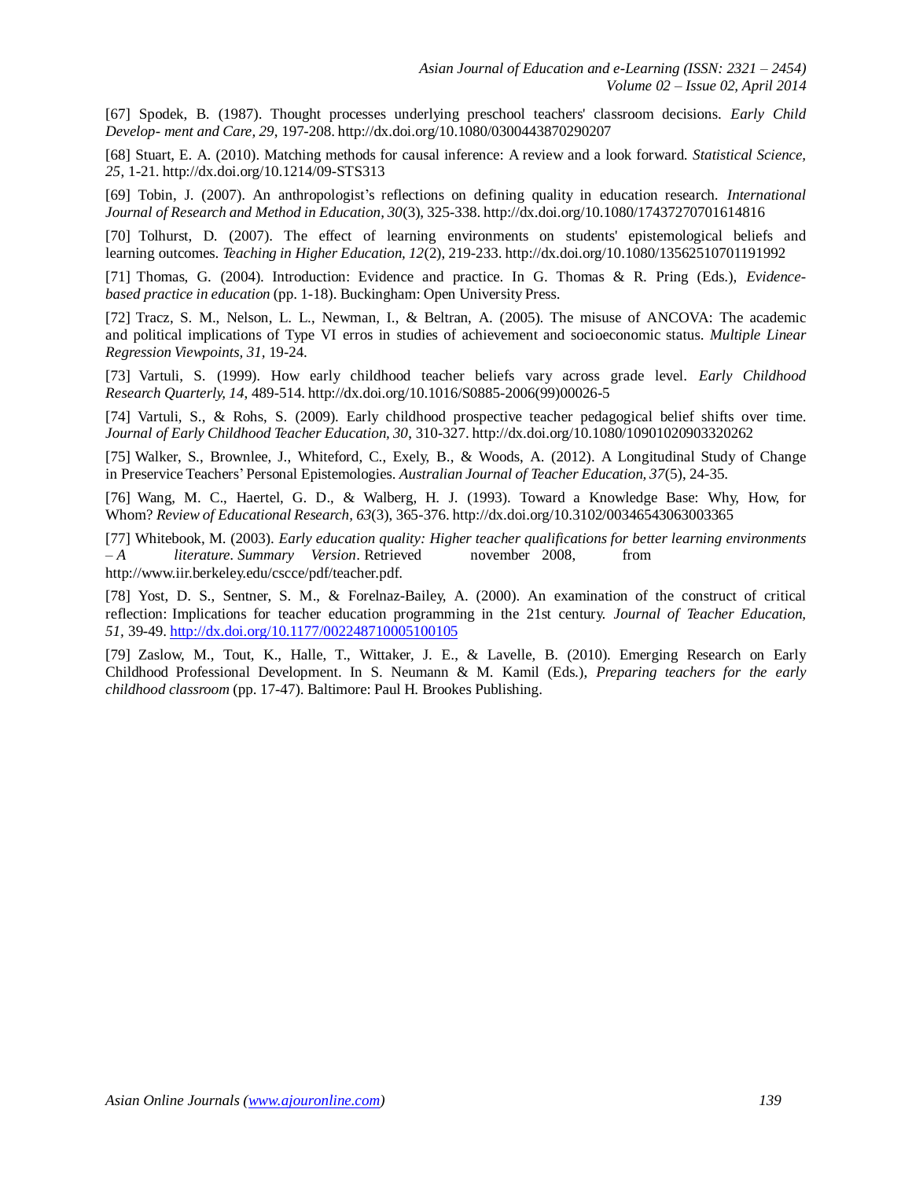[67] Spodek, B. (1987). Thought processes underlying preschool teachers' classroom decisions. *Early Child Develop- ment and Care, 29*, 197-208. http://dx.doi.org/10.1080/0300443870290207

[68] Stuart, E. A. (2010). Matching methods for causal inference: A review and a look forward. *Statistical Science, 25*, 1-21. http://dx.doi.org/10.1214/09-STS313

[69] Tobin, J. (2007). An anthropologist's reflections on defining quality in education research. *International Journal of Research and Method in Education, 30*(3), 325-338. http://dx.doi.org/10.1080/17437270701614816

[70] Tolhurst, D. (2007). The effect of learning environments on students' epistemological beliefs and learning outcomes. *Teaching in Higher Education, 12*(2), 219-233. http://dx.doi.org/10.1080/13562510701191992

[71] Thomas, G. (2004). Introduction: Evidence and practice. In G. Thomas & R. Pring (Eds.), *Evidence-based practice in education* (pp. 1-18). Buckingham: Open University Press.

[72] Tracz, S. M., Nelson, L. L., Newman, I., & Beltran, A. (2005). The misuse of ANCOVA: The academic and political implications of Type VI erros in studies of achievement and socioeconomic status. *Multiple Linear Regression Viewpoints, 31*, 19-24.

[73] Vartuli, S. (1999). How early childhood teacher beliefs vary across grade level. *Early Childhood Research Quarterly, 14*, 489-514. http://dx.doi.org/10.1016/S0885-2006(99)00026-5

[74] Vartuli, S., & Rohs, S. (2009). Early childhood prospective teacher pedagogical belief shifts over time. *Journal of Early Childhood Teacher Education, 30*, 310-327. http://dx.doi.org/10.1080/10901020903320262

[75] Walker, S., Brownlee, J., Whiteford, C., Exely, B., & Woods, A. (2012). A Longitudinal Study of Change in Preservice Teachers' Personal Epistemologies. *Australian Journal of Teacher Education, 37*(5), 24-35.

[76] Wang, M. C., Haertel, G. D., & Walberg, H. J. (1993). Toward a Knowledge Base: Why, How, for Whom? *Review of Educational Research, 63*(3), 365-376. http://dx.doi.org/10.3102/00346543063003365

[77] Whitebook, M. (2003). *Early education quality: Higher teacher qualifications for better learning environments – A literature. Summary Version*. Retrieved november 2008, from http://www.iir.berkeley.edu/cscce/pdf/teacher.pdf.

[78] Yost, D. S., Sentner, S. M., & Forelnaz-Bailey, A. (2000). An examination of the construct of critical reflection: Implications for teacher education programming in the 21st century. *Journal of Teacher Education, 51*, 39-49. http://dx.doi.org/10.1177/002248710005100105

[79] Zaslow, M., Tout, K., Halle, T., Wittaker, J. E., & Lavelle, B. (2010). Emerging Research on Early Childhood Professional Development. In S. Neumann & M. Kamil (Eds.), *Preparing teachers for the early childhood classroom* (pp. 17-47). Baltimore: Paul H. Brookes Publishing.